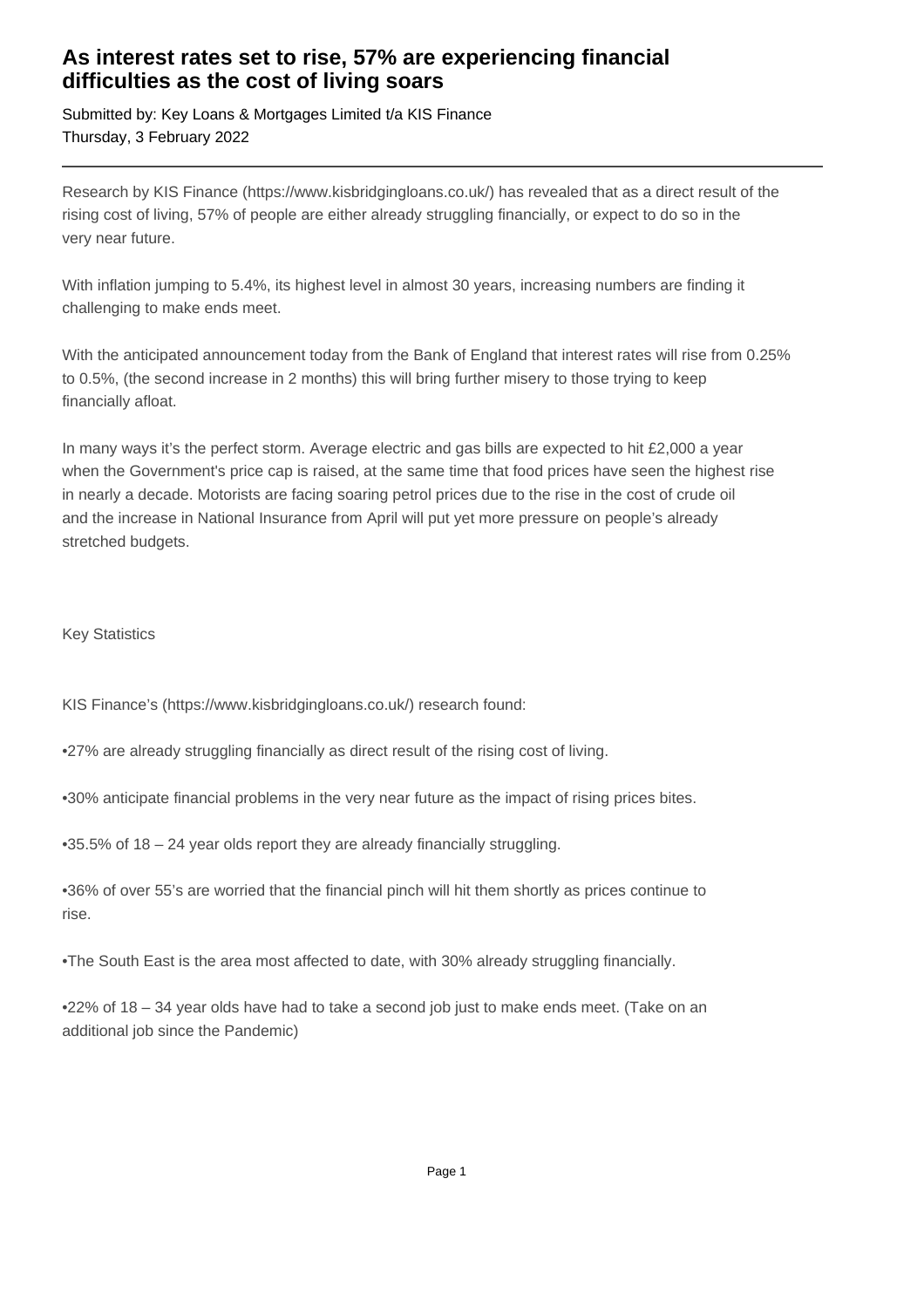# As interest rates set to rise, 57% are experiencing financial difficulties as the cost of living soars

Submitted by: Key Loans & Mortgages Limited t/a KIS Finance
Thursday, 3 February 2022

---

Research by KIS Finance (https://www.kisbridgingloans.co.uk/) has revealed that as a direct result of the rising cost of living, 57% of people are either already struggling financially, or expect to do so in the very near future.

With inflation jumping to 5.4%, its highest level in almost 30 years, increasing numbers are finding it challenging to make ends meet.

With the anticipated announcement today from the Bank of England that interest rates will rise from 0.25% to 0.5%, (the second increase in 2 months) this will bring further misery to those trying to keep financially afloat.

In many ways it's the perfect storm. Average electric and gas bills are expected to hit £2,000 a year when the Government's price cap is raised, at the same time that food prices have seen the highest rise in nearly a decade. Motorists are facing soaring petrol prices due to the rise in the cost of crude oil and the increase in National Insurance from April will put yet more pressure on people's already stretched budgets.

Key Statistics

KIS Finance's (https://www.kisbridgingloans.co.uk/) research found:

•27% are already struggling financially as direct result of the rising cost of living.

•30% anticipate financial problems in the very near future as the impact of rising prices bites.

•35.5% of 18 – 24 year olds report they are already financially struggling.

•36% of over 55's are worried that the financial pinch will hit them shortly as prices continue to rise.

•The South East is the area most affected to date, with 30% already struggling financially.

•22% of 18 – 34 year olds have had to take a second job just to make ends meet. (Take on an additional job since the Pandemic)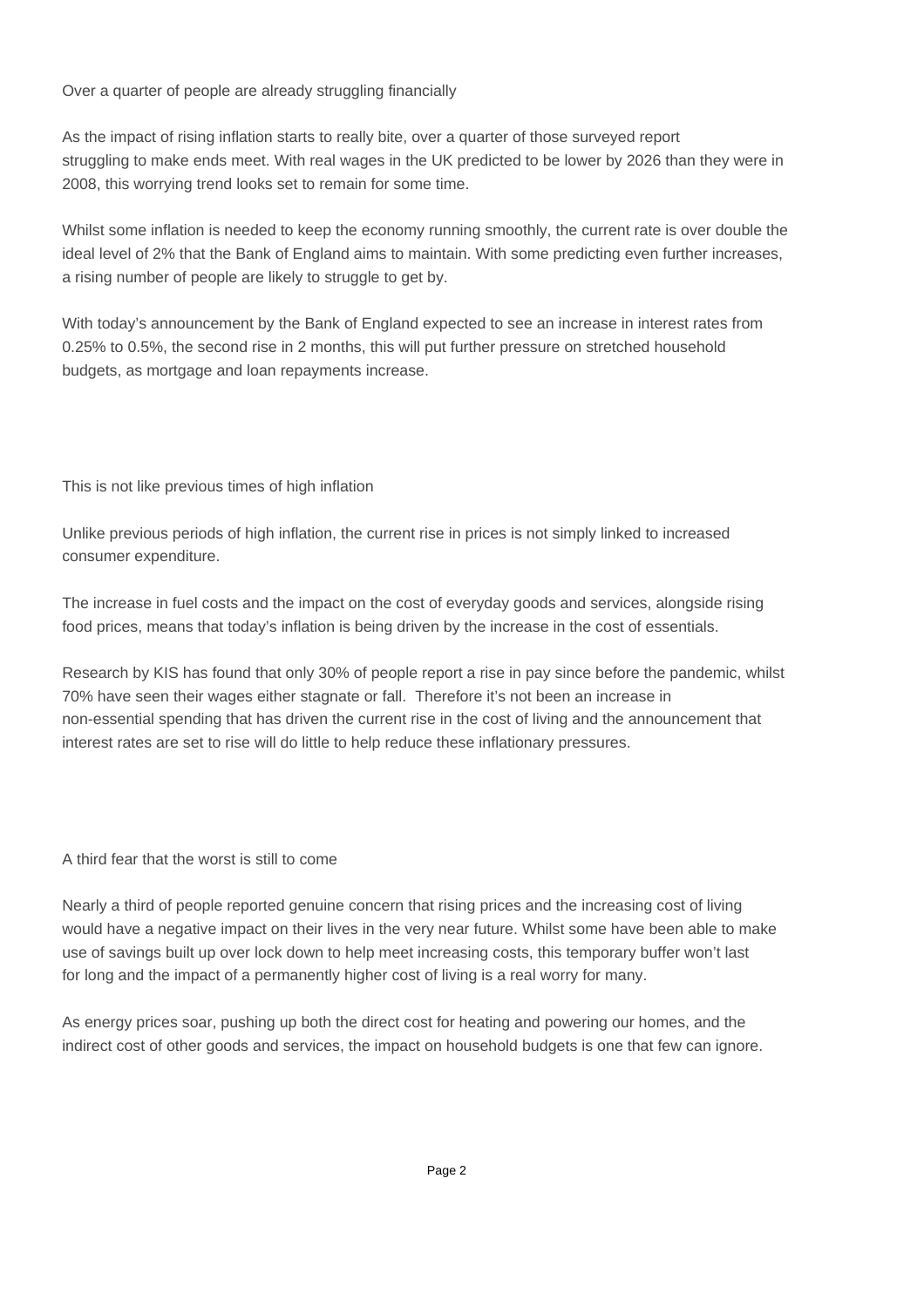## Over a quarter of people are already struggling financially

As the impact of rising inflation starts to really bite, over a quarter of those surveyed report struggling to make ends meet. With real wages in the UK predicted to be lower by 2026 than they were in 2008, this worrying trend looks set to remain for some time.

Whilst some inflation is needed to keep the economy running smoothly, the current rate is over double the ideal level of 2% that the Bank of England aims to maintain. With some predicting even further increases, a rising number of people are likely to struggle to get by.

With today's announcement by the Bank of England expected to see an increase in interest rates from 0.25% to 0.5%, the second rise in 2 months, this will put further pressure on stretched household budgets, as mortgage and loan repayments increase.

## This is not like previous times of high inflation

Unlike previous periods of high inflation, the current rise in prices is not simply linked to increased consumer expenditure.

The increase in fuel costs and the impact on the cost of everyday goods and services, alongside rising food prices, means that today's inflation is being driven by the increase in the cost of essentials.

Research by KIS has found that only 30% of people report a rise in pay since before the pandemic, whilst 70% have seen their wages either stagnate or fall. Therefore it's not been an increase in non-essential spending that has driven the current rise in the cost of living and the announcement that interest rates are set to rise will do little to help reduce these inflationary pressures.

## A third fear that the worst is still to come

Nearly a third of people reported genuine concern that rising prices and the increasing cost of living would have a negative impact on their lives in the very near future. Whilst some have been able to make use of savings built up over lock down to help meet increasing costs, this temporary buffer won't last for long and the impact of a permanently higher cost of living is a real worry for many.

As energy prices soar, pushing up both the direct cost for heating and powering our homes, and the indirect cost of other goods and services, the impact on household budgets is one that few can ignore.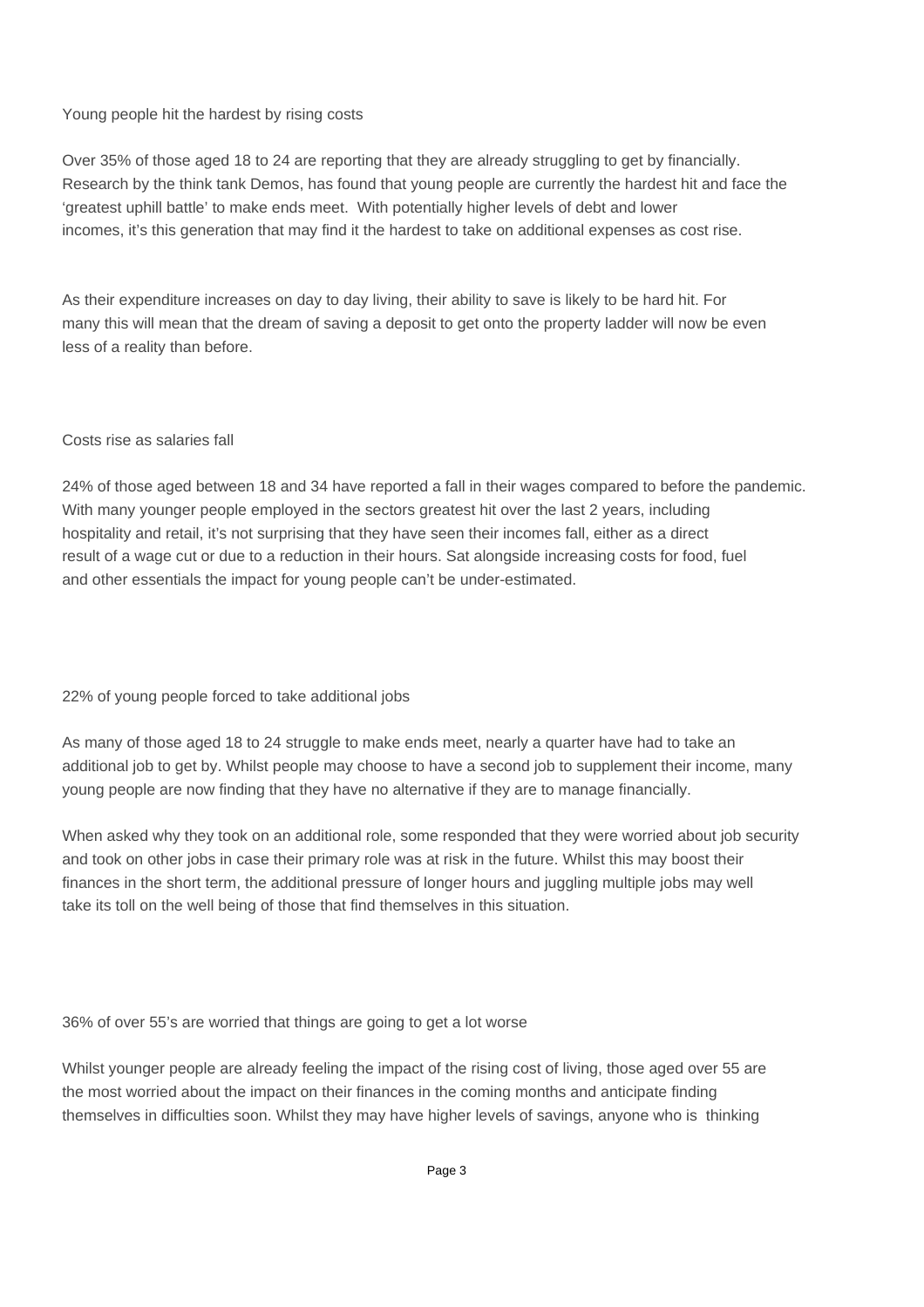## Young people hit the hardest by rising costs

Over 35% of those aged 18 to 24 are reporting that they are already struggling to get by financially. Research by the think tank Demos, has found that young people are currently the hardest hit and face the 'greatest uphill battle' to make ends meet. With potentially higher levels of debt and lower incomes, it's this generation that may find it the hardest to take on additional expenses as cost rise.

As their expenditure increases on day to day living, their ability to save is likely to be hard hit. For many this will mean that the dream of saving a deposit to get onto the property ladder will now be even less of a reality than before.

## Costs rise as salaries fall

24% of those aged between 18 and 34 have reported a fall in their wages compared to before the pandemic. With many younger people employed in the sectors greatest hit over the last 2 years, including hospitality and retail, it's not surprising that they have seen their incomes fall, either as a direct result of a wage cut or due to a reduction in their hours. Sat alongside increasing costs for food, fuel and other essentials the impact for young people can't be under-estimated.

## 22% of young people forced to take additional jobs

As many of those aged 18 to 24 struggle to make ends meet, nearly a quarter have had to take an additional job to get by. Whilst people may choose to have a second job to supplement their income, many young people are now finding that they have no alternative if they are to manage financially.

When asked why they took on an additional role, some responded that they were worried about job security and took on other jobs in case their primary role was at risk in the future. Whilst this may boost their finances in the short term, the additional pressure of longer hours and juggling multiple jobs may well take its toll on the well being of those that find themselves in this situation.

## 36% of over 55's are worried that things are going to get a lot worse

Whilst younger people are already feeling the impact of the rising cost of living, those aged over 55 are the most worried about the impact on their finances in the coming months and anticipate finding themselves in difficulties soon. Whilst they may have higher levels of savings, anyone who is thinking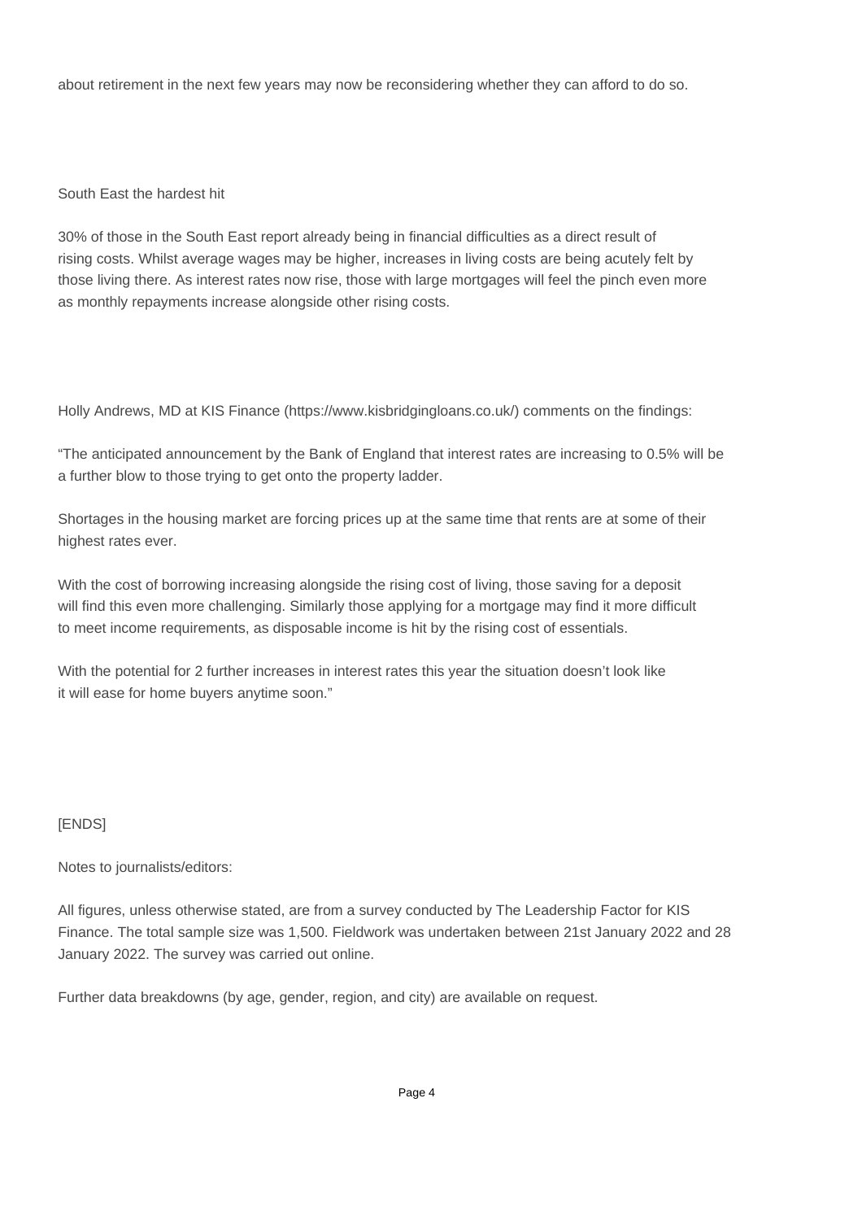about retirement in the next few years may now be reconsidering whether they can afford to do so.

## South East the hardest hit

30% of those in the South East report already being in financial difficulties as a direct result of rising costs. Whilst average wages may be higher, increases in living costs are being acutely felt by those living there. As interest rates now rise, those with large mortgages will feel the pinch even more as monthly repayments increase alongside other rising costs.

Holly Andrews, MD at KIS Finance (https://www.kisbridgingloans.co.uk/) comments on the findings:

"The anticipated announcement by the Bank of England that interest rates are increasing to 0.5% will be a further blow to those trying to get onto the property ladder.

Shortages in the housing market are forcing prices up at the same time that rents are at some of their highest rates ever.

With the cost of borrowing increasing alongside the rising cost of living, those saving for a deposit will find this even more challenging. Similarly those applying for a mortgage may find it more difficult to meet income requirements, as disposable income is hit by the rising cost of essentials.

With the potential for 2 further increases in interest rates this year the situation doesn't look like it will ease for home buyers anytime soon."

[ENDS]

Notes to journalists/editors:

All figures, unless otherwise stated, are from a survey conducted by The Leadership Factor for KIS Finance. The total sample size was 1,500. Fieldwork was undertaken between 21st January 2022 and 28 January 2022. The survey was carried out online.

Further data breakdowns (by age, gender, region, and city) are available on request.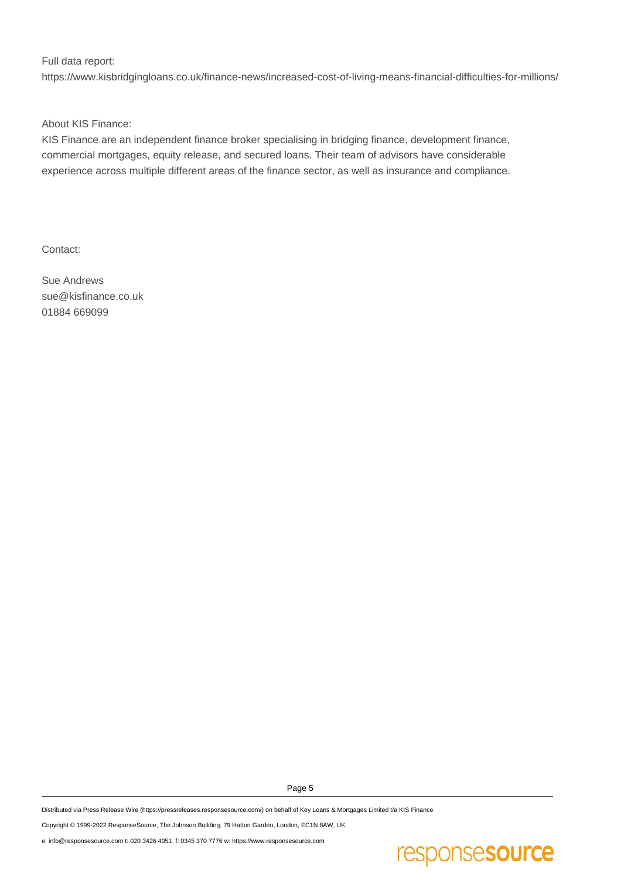Full data report:
https://www.kisbridgingloans.co.uk/finance-news/increased-cost-of-living-means-financial-difficulties-for-millions/

About KIS Finance:
KIS Finance are an independent finance broker specialising in bridging finance, development finance, commercial mortgages, equity release, and secured loans. Their team of advisors have considerable experience across multiple different areas of the finance sector, as well as insurance and compliance.

Contact:

Sue Andrews
sue@kisfinance.co.uk
01884 669099